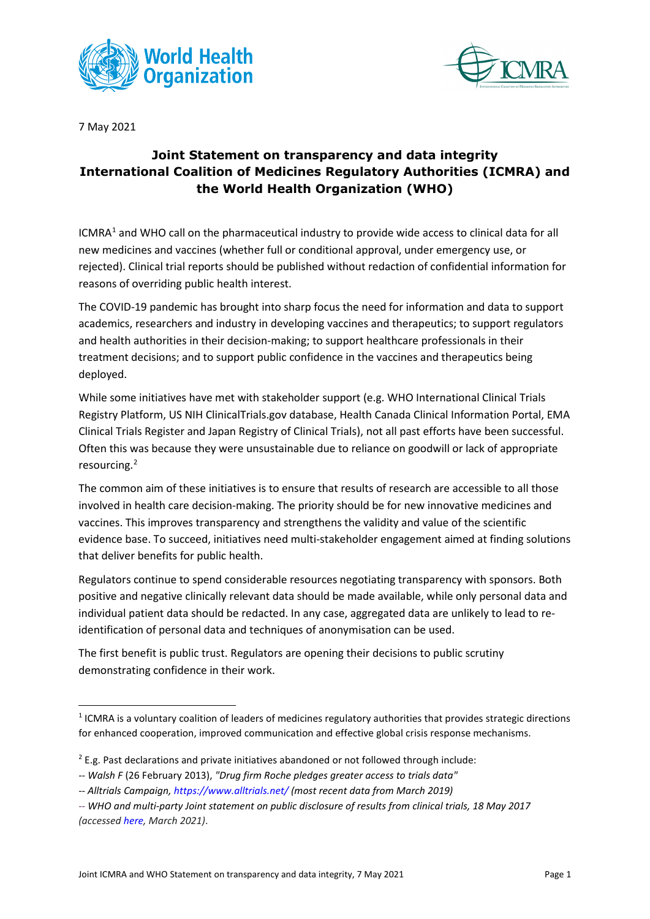7 May 2021

# Joint Statement on transparency and data integrity International Coalition of Medicines Regulatory Authorities (ICMRA) and the World Health Organization (WHO)

ICMRA[1] and WHO call on the pharmaceutical industry to provide wide access to clinical data for all new medicines and vaccines (whether full or conditional approval, under emergency use, or rejected). Clinical trial reports should be published without redaction of confidential information for reasons of overriding public health interest.

The COVID-19 pandemic has brought into sharp focus the need for information and data to support academics, researchers and industry in developing vaccines and therapeutics; to support regulators and health authorities in their decision-making; to support healthcare professionals in their treatment decisions; and to support public confidence in the vaccines and therapeutics being deployed.

While some initiatives have met with stakeholder support (e.g. WHO International Clinical Trials Registry Platform, US NIH ClinicalTrials.gov database, Health Canada Clinical Information Portal, EMA Clinical Trials Register and Japan Registry of Clinical Trials), not all past efforts have been successful. Often this was because they were unsustainable due to reliance on goodwill or lack of appropriate resourcing.[2]

The common aim of these initiatives is to ensure that results of research are accessible to all those involved in health care decision-making. The priority should be for new innovative medicines and vaccines. This improves transparency and strengthens the validity and value of the scientific evidence base. To succeed, initiatives need multi-stakeholder engagement aimed at finding solutions that deliver benefits for public health.

Regulators continue to spend considerable resources negotiating transparency with sponsors. Both positive and negative clinically relevant data should be made available, while only personal data and individual patient data should be redacted. In any case, aggregated data are unlikely to lead to re-identification of personal data and techniques of anonymisation can be used.

The first benefit is public trust. Regulators are opening their decisions to public scrutiny demonstrating confidence in their work.

---

[1] ICMRA is a voluntary coalition of leaders of medicines regulatory authorities that provides strategic directions for enhanced cooperation, improved communication and effective global crisis response mechanisms.

[2] E.g. Past declarations and private initiatives abandoned or not followed through include:

-- *Walsh F* (26 February 2013), *"Drug firm Roche pledges greater access to trials data"*

-- *Alltrials Campaign, https://www.alltrials.net/ (most recent data from March 2019)*

-- *WHO and multi-party Joint statement on public disclosure of results from clinical trials, 18 May 2017 (accessed here, March 2021)*.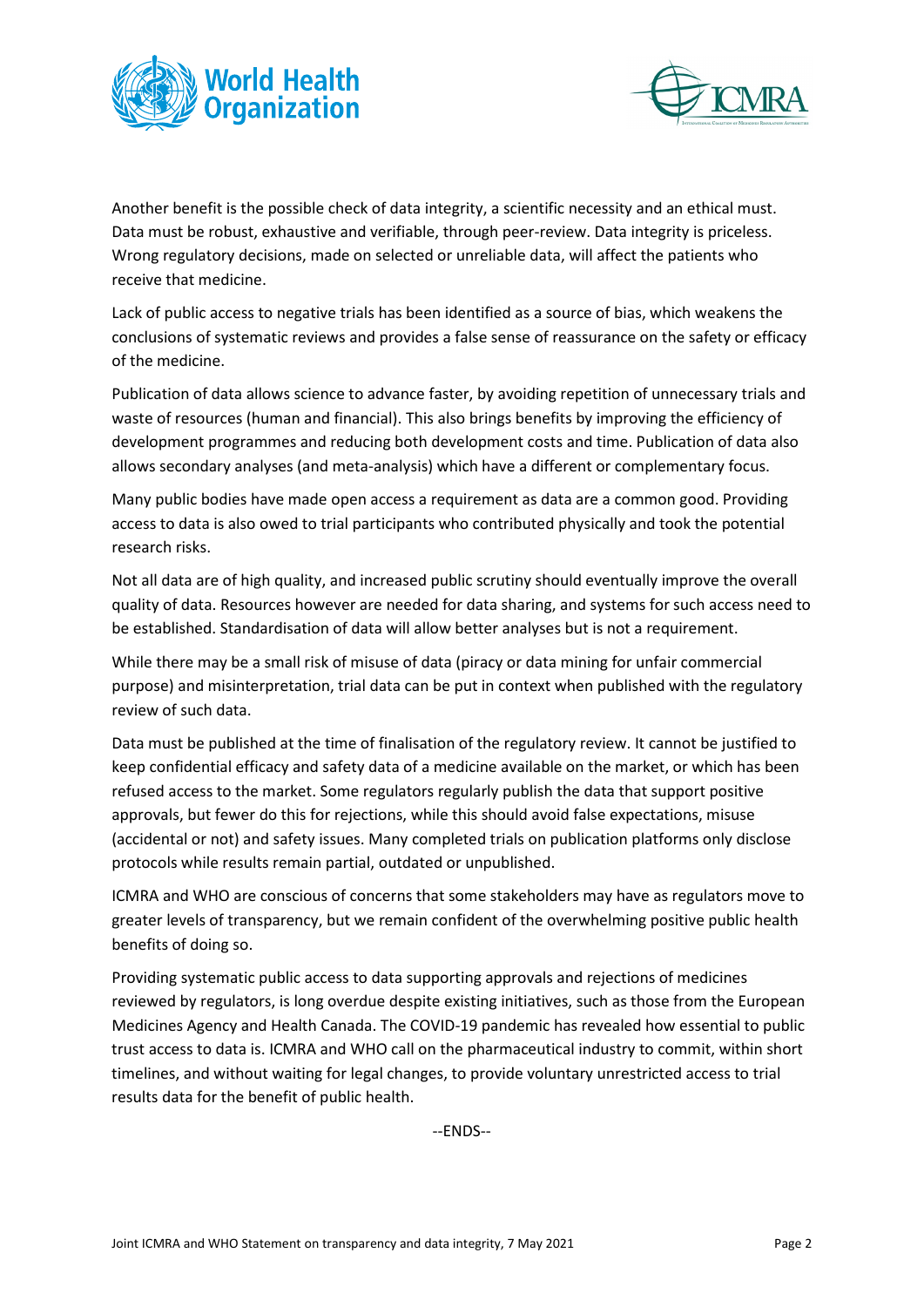Another benefit is the possible check of data integrity, a scientific necessity and an ethical must. Data must be robust, exhaustive and verifiable, through peer-review. Data integrity is priceless. Wrong regulatory decisions, made on selected or unreliable data, will affect the patients who receive that medicine.

Lack of public access to negative trials has been identified as a source of bias, which weakens the conclusions of systematic reviews and provides a false sense of reassurance on the safety or efficacy of the medicine.

Publication of data allows science to advance faster, by avoiding repetition of unnecessary trials and waste of resources (human and financial). This also brings benefits by improving the efficiency of development programmes and reducing both development costs and time. Publication of data also allows secondary analyses (and meta-analysis) which have a different or complementary focus.

Many public bodies have made open access a requirement as data are a common good. Providing access to data is also owed to trial participants who contributed physically and took the potential research risks.

Not all data are of high quality, and increased public scrutiny should eventually improve the overall quality of data. Resources however are needed for data sharing, and systems for such access need to be established. Standardisation of data will allow better analyses but is not a requirement.

While there may be a small risk of misuse of data (piracy or data mining for unfair commercial purpose) and misinterpretation, trial data can be put in context when published with the regulatory review of such data.

Data must be published at the time of finalisation of the regulatory review. It cannot be justified to keep confidential efficacy and safety data of a medicine available on the market, or which has been refused access to the market. Some regulators regularly publish the data that support positive approvals, but fewer do this for rejections, while this should avoid false expectations, misuse (accidental or not) and safety issues. Many completed trials on publication platforms only disclose protocols while results remain partial, outdated or unpublished.

ICMRA and WHO are conscious of concerns that some stakeholders may have as regulators move to greater levels of transparency, but we remain confident of the overwhelming positive public health benefits of doing so.

Providing systematic public access to data supporting approvals and rejections of medicines reviewed by regulators, is long overdue despite existing initiatives, such as those from the European Medicines Agency and Health Canada. The COVID-19 pandemic has revealed how essential to public trust access to data is. ICMRA and WHO call on the pharmaceutical industry to commit, within short timelines, and without waiting for legal changes, to provide voluntary unrestricted access to trial results data for the benefit of public health.

--ENDS--